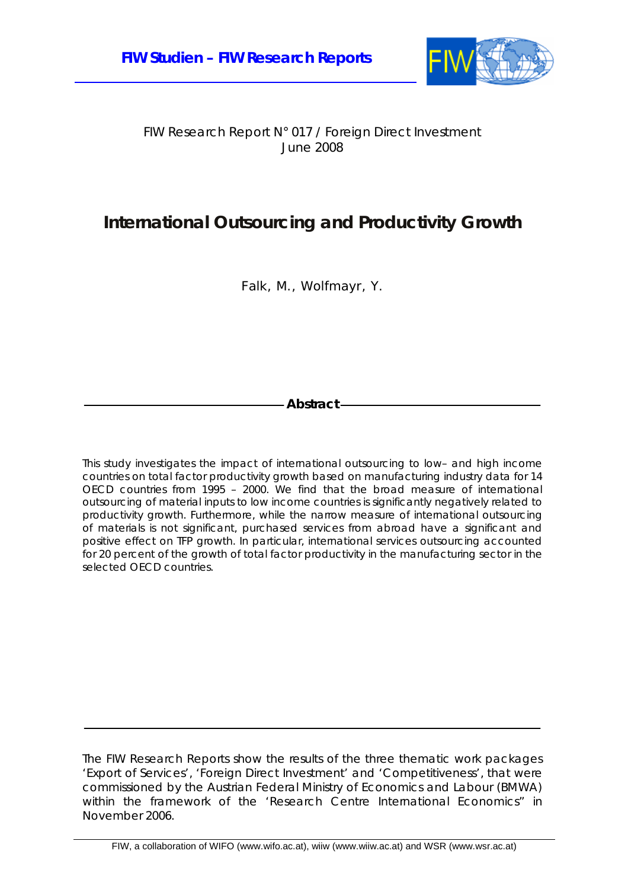**FIW Studien – FIW Research Reports**

FIW Research Report N° 017 / Foreign Direct Investment
June 2008

# International Outsourcing and Productivity Growth

Falk, M., Wolfmayr, Y.

**Abstract**

This study investigates the impact of international outsourcing to low– and high income countries on total factor productivity growth based on manufacturing industry data for 14 OECD countries from 1995 – 2000. We find that the broad measure of international outsourcing of material inputs to low income countries is significantly negatively related to productivity growth. Furthermore, while the narrow measure of international outsourcing of materials is not significant, purchased services from abroad have a significant and positive effect on TFP growth. In particular, international services outsourcing accounted for 20 percent of the growth of total factor productivity in the manufacturing sector in the selected OECD countries.

The FIW Research Reports show the results of the three thematic work packages 'Export of Services', 'Foreign Direct Investment' and 'Competitiveness', that were commissioned by the Austrian Federal Ministry of Economics and Labour (BMWA) within the framework of the 'Research Centre International Economics" in November 2006.

FIW, a collaboration of WIFO (www.wifo.ac.at), wiiw (www.wiiw.ac.at) and WSR (www.wsr.ac.at)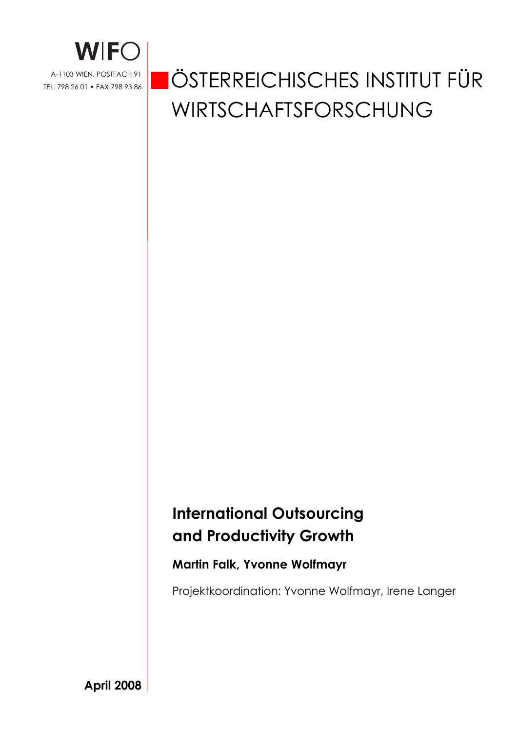WIFO

A-1103 WIEN, POSTFACH 91
TEL. 798 26 01 • FAX 798 93 86

# ÖSTERREICHISCHES INSTITUT FÜR WIRTSCHAFTSFORSCHUNG

## International Outsourcing and Productivity Growth

**Martin Falk, Yvonne Wolfmayr**

Projektkoordination: Yvonne Wolfmayr, Irene Langer

**April 2008**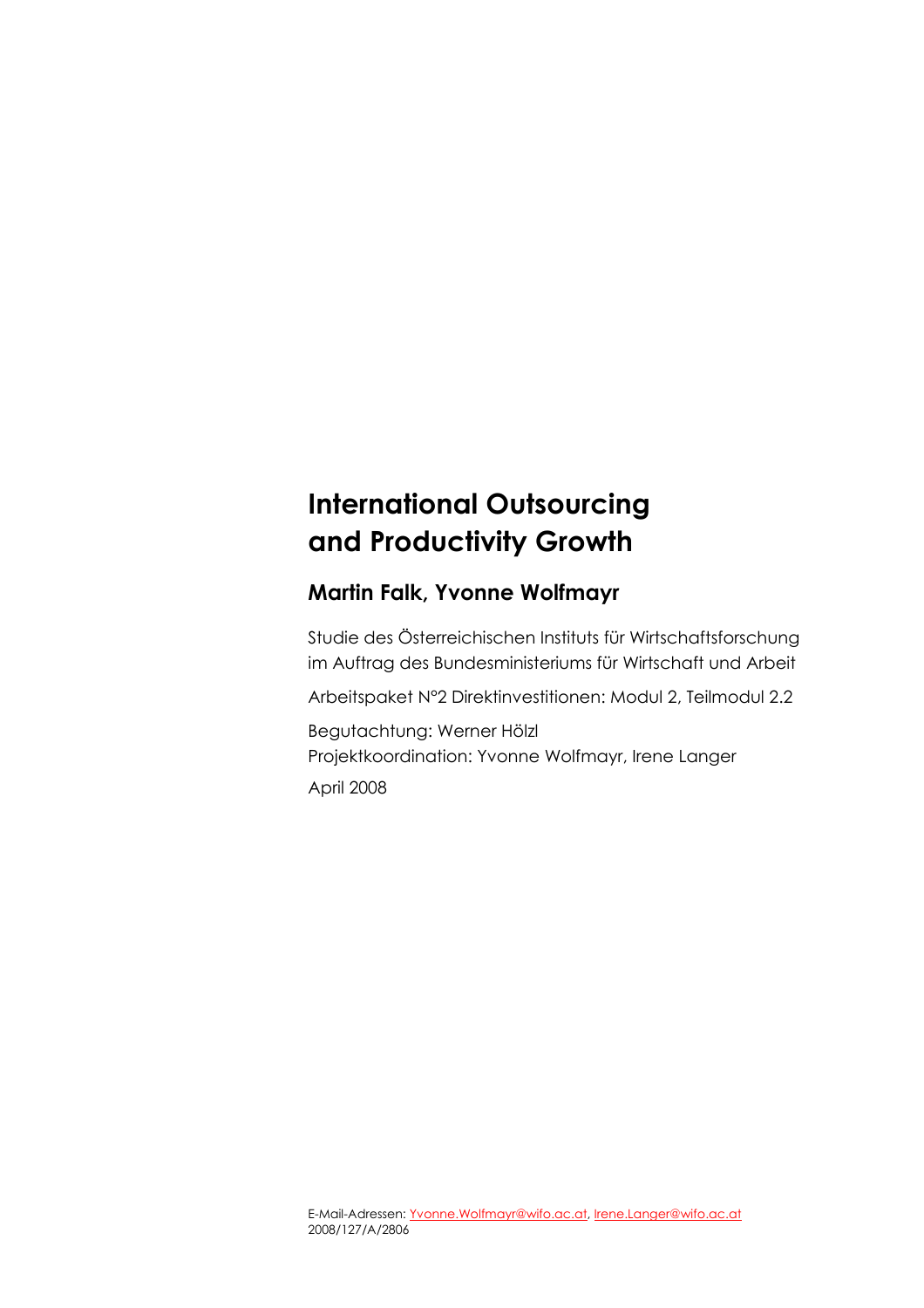# International Outsourcing and Productivity Growth

## Martin Falk, Yvonne Wolfmayr

Studie des Österreichischen Instituts für Wirtschaftsforschung im Auftrag des Bundesministeriums für Wirtschaft und Arbeit

Arbeitspaket N°2 Direktinvestitionen: Modul 2, Teilmodul 2.2

Begutachtung: Werner Hölzl
Projektkoordination: Yvonne Wolfmayr, Irene Langer

April 2008

E-Mail-Adressen: Yvonne.Wolfmayr@wifo.ac.at, Irene.Langer@wifo.ac.at
2008/127/A/2806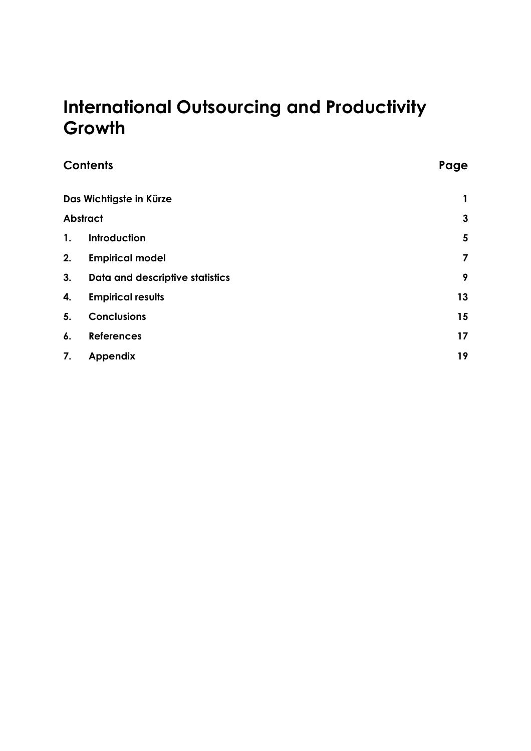# International Outsourcing and Productivity Growth

| Contents | | Page |
|---|---|---|
| **Das Wichtigste in Kürze** | | **1** |
| **Abstract** | | **3** |
| **1.** | **Introduction** | **5** |
| **2.** | **Empirical model** | **7** |
| **3.** | **Data and descriptive statistics** | **9** |
| **4.** | **Empirical results** | **13** |
| **5.** | **Conclusions** | **15** |
| **6.** | **References** | **17** |
| **7.** | **Appendix** | **19** |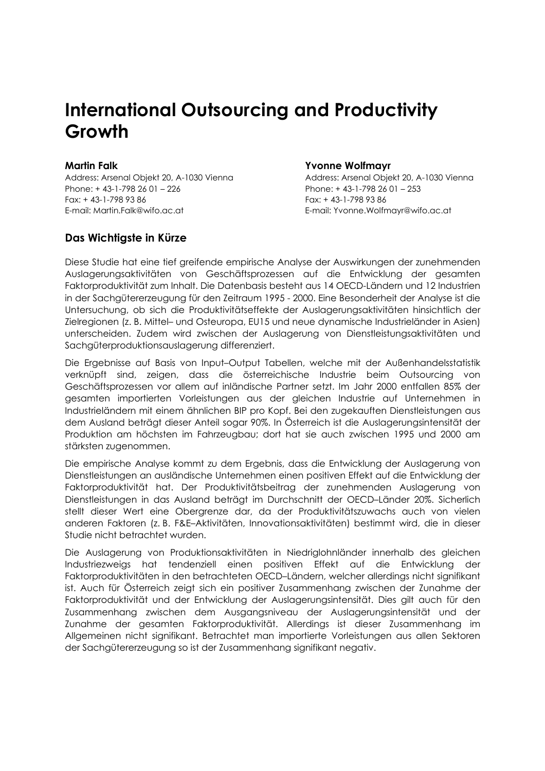# International Outsourcing and Productivity Growth

**Martin Falk**
Address: Arsenal Objekt 20, A-1030 Vienna
Phone: + 43-1-798 26 01 – 226
Fax: + 43-1-798 93 86
E-mail: Martin.Falk@wifo.ac.at

**Yvonne Wolfmayr**
Address: Arsenal Objekt 20, A-1030 Vienna
Phone: + 43-1-798 26 01 – 253
Fax: + 43-1-798 93 86
E-mail: Yvonne.Wolfmayr@wifo.ac.at

## Das Wichtigste in Kürze

Diese Studie hat eine tief greifende empirische Analyse der Auswirkungen der zunehmenden Auslagerungsaktivitäten von Geschäftsprozessen auf die Entwicklung der gesamten Faktorproduktivität zum Inhalt. Die Datenbasis besteht aus 14 OECD-Ländern und 12 Industrien in der Sachgütererzeugung für den Zeitraum 1995 - 2000. Eine Besonderheit der Analyse ist die Untersuchung, ob sich die Produktivitätseffekte der Auslagerungsaktivitäten hinsichtlich der Zielregionen (z. B. Mittel– und Osteuropa, EU15 und neue dynamische Industrieländer in Asien) unterscheiden. Zudem wird zwischen der Auslagerung von Dienstleistungsaktivitäten und Sachgüterproduktionsauslagerung differenziert.

Die Ergebnisse auf Basis von Input–Output Tabellen, welche mit der Außenhandelsstatistik verknüpft sind, zeigen, dass die österreichische Industrie beim Outsourcing von Geschäftsprozessen vor allem auf inländische Partner setzt. Im Jahr 2000 entfallen 85% der gesamten importierten Vorleistungen aus der gleichen Industrie auf Unternehmen in Industrieländern mit einem ähnlichen BIP pro Kopf. Bei den zugekauften Dienstleistungen aus dem Ausland beträgt dieser Anteil sogar 90%. In Österreich ist die Auslagerungsintensität der Produktion am höchsten im Fahrzeugbau; dort hat sie auch zwischen 1995 und 2000 am stärksten zugenommen.

Die empirische Analyse kommt zu dem Ergebnis, dass die Entwicklung der Auslagerung von Dienstleistungen an ausländische Unternehmen einen positiven Effekt auf die Entwicklung der Faktorproduktivität hat. Der Produktivitätsbeitrag der zunehmenden Auslagerung von Dienstleistungen in das Ausland beträgt im Durchschnitt der OECD–Länder 20%. Sicherlich stellt dieser Wert eine Obergrenze dar, da der Produktivitätszuwachs auch von vielen anderen Faktoren (z. B. F&E–Aktivitäten, Innovationsaktivitäten) bestimmt wird, die in dieser Studie nicht betrachtet wurden.

Die Auslagerung von Produktionsaktivitäten in Niedriglohnländer innerhalb des gleichen Industriezweigs hat tendenziell einen positiven Effekt auf die Entwicklung der Faktorproduktivitäten in den betrachteten OECD–Ländern, welcher allerdings nicht signifikant ist. Auch für Österreich zeigt sich ein positiver Zusammenhang zwischen der Zunahme der Faktorproduktivität und der Entwicklung der Auslagerungsintensität. Dies gilt auch für den Zusammenhang zwischen dem Ausgangsniveau der Auslagerungsintensität und der Zunahme der gesamten Faktorproduktivität. Allerdings ist dieser Zusammenhang im Allgemeinen nicht signifikant. Betrachtet man importierte Vorleistungen aus allen Sektoren der Sachgütererzeugung so ist der Zusammenhang signifikant negativ.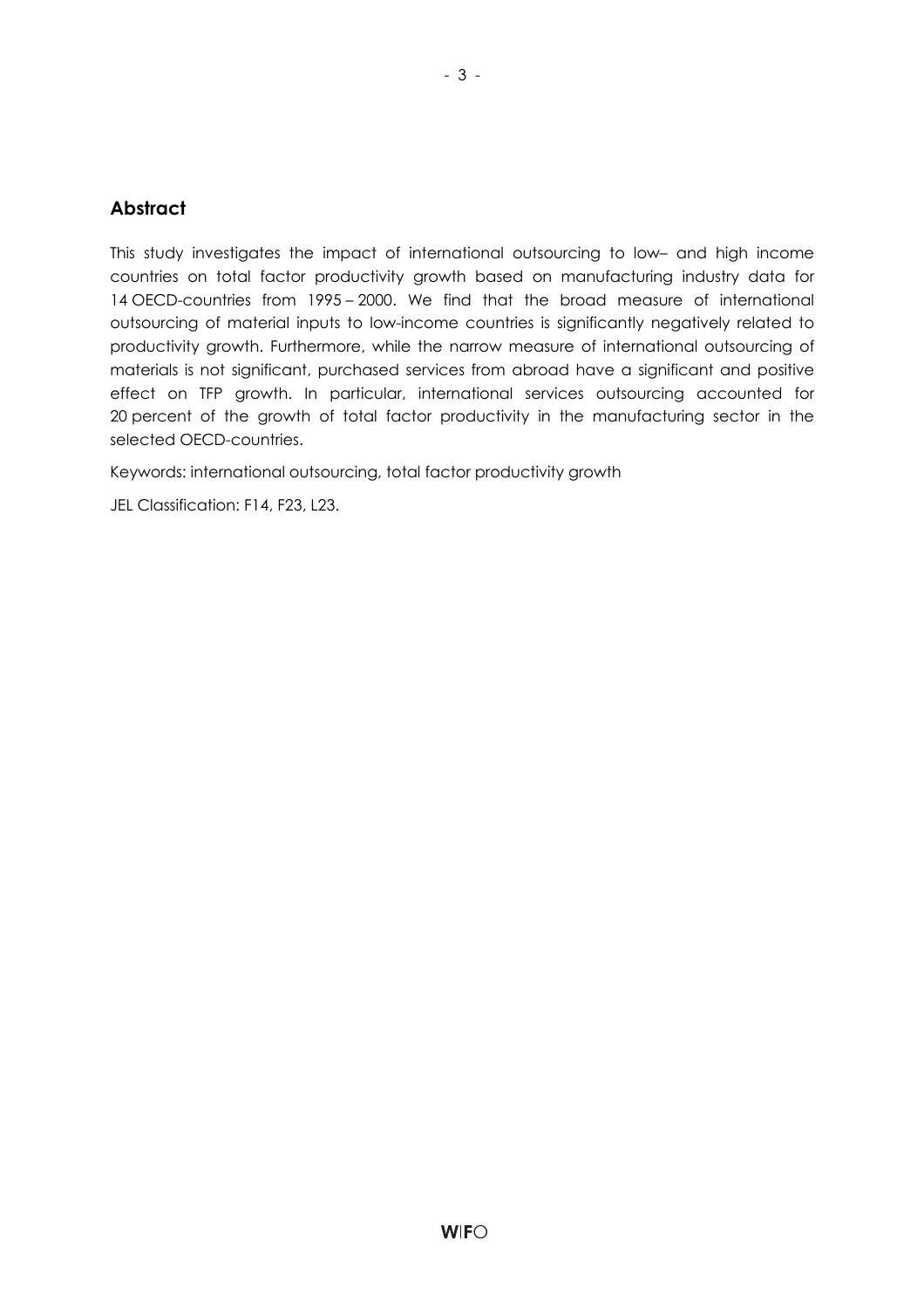## Abstract

This study investigates the impact of international outsourcing to low– and high income countries on total factor productivity growth based on manufacturing industry data for 14 OECD-countries from 1995 – 2000. We find that the broad measure of international outsourcing of material inputs to low-income countries is significantly negatively related to productivity growth. Furthermore, while the narrow measure of international outsourcing of materials is not significant, purchased services from abroad have a significant and positive effect on TFP growth. In particular, international services outsourcing accounted for 20 percent of the growth of total factor productivity in the manufacturing sector in the selected OECD-countries.

Keywords: international outsourcing, total factor productivity growth

JEL Classification: F14, F23, L23.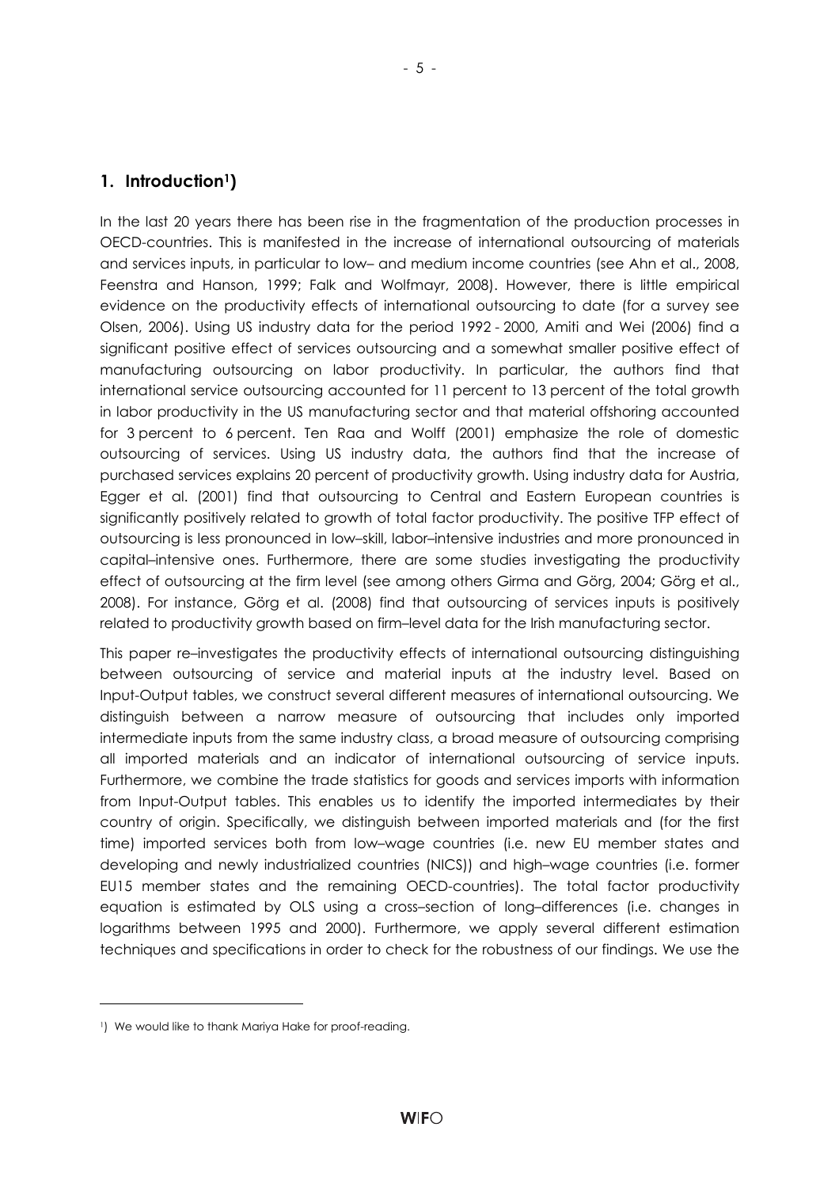## 1. Introduction[1])

In the last 20 years there has been rise in the fragmentation of the production processes in OECD-countries. This is manifested in the increase of international outsourcing of materials and services inputs, in particular to low– and medium income countries (see Ahn et al., 2008, Feenstra and Hanson, 1999; Falk and Wolfmayr, 2008). However, there is little empirical evidence on the productivity effects of international outsourcing to date (for a survey see Olsen, 2006). Using US industry data for the period 1992 - 2000, Amiti and Wei (2006) find a significant positive effect of services outsourcing and a somewhat smaller positive effect of manufacturing outsourcing on labor productivity. In particular, the authors find that international service outsourcing accounted for 11 percent to 13 percent of the total growth in labor productivity in the US manufacturing sector and that material offshoring accounted for 3 percent to 6 percent. Ten Raa and Wolff (2001) emphasize the role of domestic outsourcing of services. Using US industry data, the authors find that the increase of purchased services explains 20 percent of productivity growth. Using industry data for Austria, Egger et al. (2001) find that outsourcing to Central and Eastern European countries is significantly positively related to growth of total factor productivity. The positive TFP effect of outsourcing is less pronounced in low–skill, labor–intensive industries and more pronounced in capital–intensive ones. Furthermore, there are some studies investigating the productivity effect of outsourcing at the firm level (see among others Girma and Görg, 2004; Görg et al., 2008). For instance, Görg et al. (2008) find that outsourcing of services inputs is positively related to productivity growth based on firm–level data for the Irish manufacturing sector.

This paper re–investigates the productivity effects of international outsourcing distinguishing between outsourcing of service and material inputs at the industry level. Based on Input-Output tables, we construct several different measures of international outsourcing. We distinguish between a narrow measure of outsourcing that includes only imported intermediate inputs from the same industry class, a broad measure of outsourcing comprising all imported materials and an indicator of international outsourcing of service inputs. Furthermore, we combine the trade statistics for goods and services imports with information from Input-Output tables. This enables us to identify the imported intermediates by their country of origin. Specifically, we distinguish between imported materials and (for the first time) imported services both from low–wage countries (i.e. new EU member states and developing and newly industrialized countries (NICS)) and high–wage countries (i.e. former EU15 member states and the remaining OECD-countries). The total factor productivity equation is estimated by OLS using a cross–section of long–differences (i.e. changes in logarithms between 1995 and 2000). Furthermore, we apply several different estimation techniques and specifications in order to check for the robustness of our findings. We use the

[1]) We would like to thank Mariya Hake for proof-reading.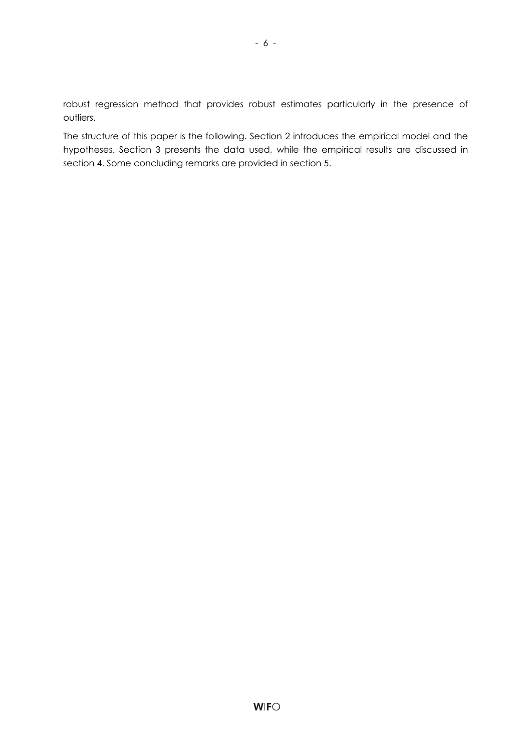robust regression method that provides robust estimates particularly in the presence of outliers.

The structure of this paper is the following. Section 2 introduces the empirical model and the hypotheses. Section 3 presents the data used, while the empirical results are discussed in section 4. Some concluding remarks are provided in section 5.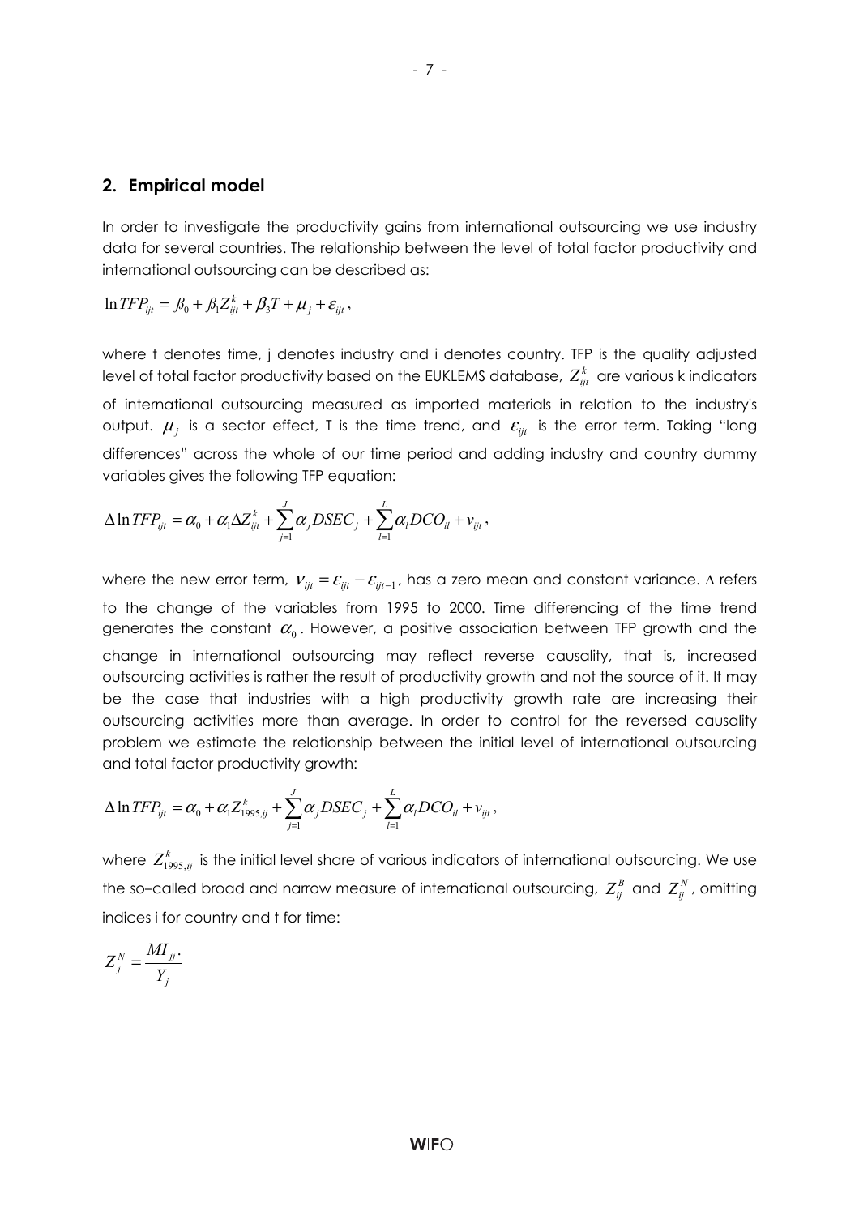## 2. Empirical model

In order to investigate the productivity gains from international outsourcing we use industry data for several countries. The relationship between the level of total factor productivity and international outsourcing can be described as:

$$\ln TFP_{ijt} = \beta_0 + \beta_1 Z_{ijt}^k + \beta_3 T + \mu_j + \varepsilon_{ijt},$$

where t denotes time, j denotes industry and i denotes country. TFP is the quality adjusted level of total factor productivity based on the EUKLEMS database, $Z_{ijt}^k$ are various k indicators of international outsourcing measured as imported materials in relation to the industry's output. $\mu_j$ is a sector effect, T is the time trend, and $\varepsilon_{ijt}$ is the error term. Taking "long differences" across the whole of our time period and adding industry and country dummy variables gives the following TFP equation:

$$\Delta \ln TFP_{ijt} = \alpha_0 + \alpha_1 \Delta Z_{ijt}^k + \sum_{j=1}^{J} \alpha_j DSEC_j + \sum_{l=1}^{L} \alpha_l DCO_{il} + v_{ijt},$$

where the new error term, $v_{ijt} = \varepsilon_{ijt} - \varepsilon_{ijt-1}$, has a zero mean and constant variance. $\Delta$ refers to the change of the variables from 1995 to 2000. Time differencing of the time trend generates the constant $\alpha_0$. However, a positive association between TFP growth and the change in international outsourcing may reflect reverse causality, that is, increased outsourcing activities is rather the result of productivity growth and not the source of it. It may be the case that industries with a high productivity growth rate are increasing their outsourcing activities more than average. In order to control for the reversed causality problem we estimate the relationship between the initial level of international outsourcing and total factor productivity growth:

$$\Delta \ln TFP_{ijt} = \alpha_0 + \alpha_1 Z_{1995,ij}^k + \sum_{j=1}^{J} \alpha_j DSEC_j + \sum_{l=1}^{L} \alpha_l DCO_{il} + v_{ijt},$$

where $Z_{1995,ij}^k$ is the initial level share of various indicators of international outsourcing. We use the so–called broad and narrow measure of international outsourcing, $Z_{ij}^B$ and $Z_{ij}^N$, omitting indices i for country and t for time:

$$Z_j^N = \frac{MI_{jj'}}{Y_j}$$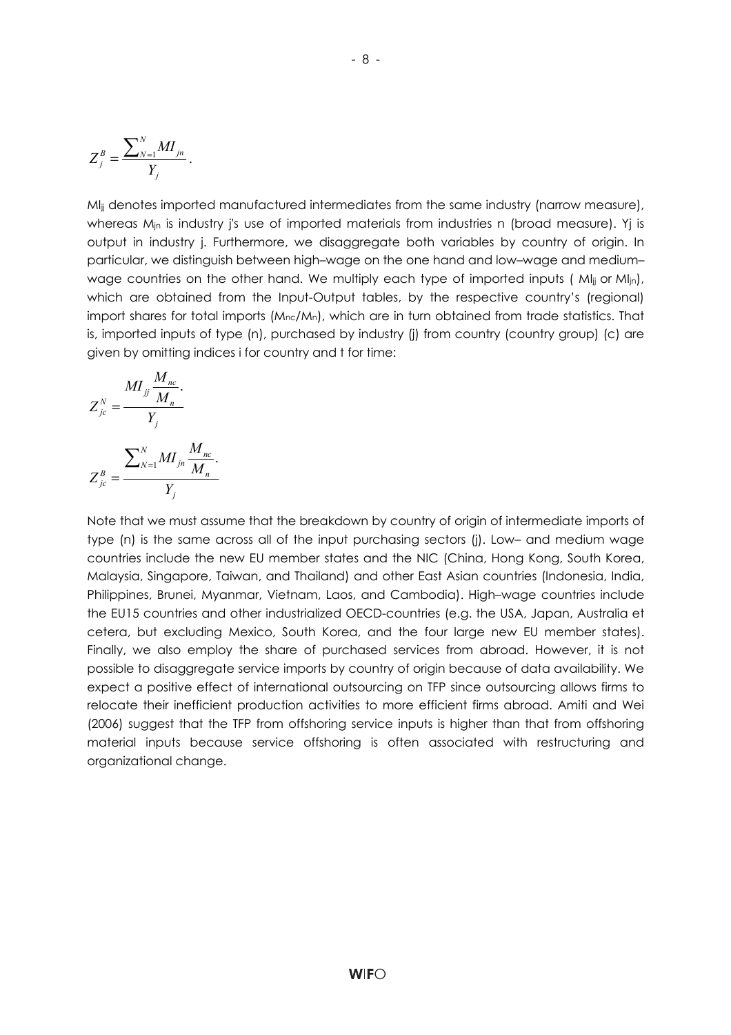$$Z_j^B = \frac{\sum_{N=1}^{N} MI_{jn}}{Y_j}.$$

$MI_{jj}$ denotes imported manufactured intermediates from the same industry (narrow measure), whereas $M_{jn}$ is industry j's use of imported materials from industries n (broad measure). Yj is output in industry j. Furthermore, we disaggregate both variables by country of origin. In particular, we distinguish between high–wage on the one hand and low–wage and medium–wage countries on the other hand. We multiply each type of imported inputs ( $MI_{jj}$ or $MI_{jn}$), which are obtained from the Input-Output tables, by the respective country's (regional) import shares for total imports ($M_{nc}/M_n$), which are in turn obtained from trade statistics. That is, imported inputs of type (n), purchased by industry (j) from country (country group) (c) are given by omitting indices i for country and t for time:

$$Z_{jc}^N = \frac{MI_{jj} \frac{M_{nc}}{M_n}.}{Y_j}$$

$$Z_{jc}^B = \frac{\sum_{N=1}^{N} MI_{jn} \frac{M_{nc}}{M_n}.}{Y_j}$$

Note that we must assume that the breakdown by country of origin of intermediate imports of type (n) is the same across all of the input purchasing sectors (j). Low– and medium wage countries include the new EU member states and the NIC (China, Hong Kong, South Korea, Malaysia, Singapore, Taiwan, and Thailand) and other East Asian countries (Indonesia, India, Philippines, Brunei, Myanmar, Vietnam, Laos, and Cambodia). High–wage countries include the EU15 countries and other industrialized OECD-countries (e.g. the USA, Japan, Australia et cetera, but excluding Mexico, South Korea, and the four large new EU member states). Finally, we also employ the share of purchased services from abroad. However, it is not possible to disaggregate service imports by country of origin because of data availability. We expect a positive effect of international outsourcing on TFP since outsourcing allows firms to relocate their inefficient production activities to more efficient firms abroad. Amiti and Wei (2006) suggest that the TFP from offshoring service inputs is higher than that from offshoring material inputs because service offshoring is often associated with restructuring and organizational change.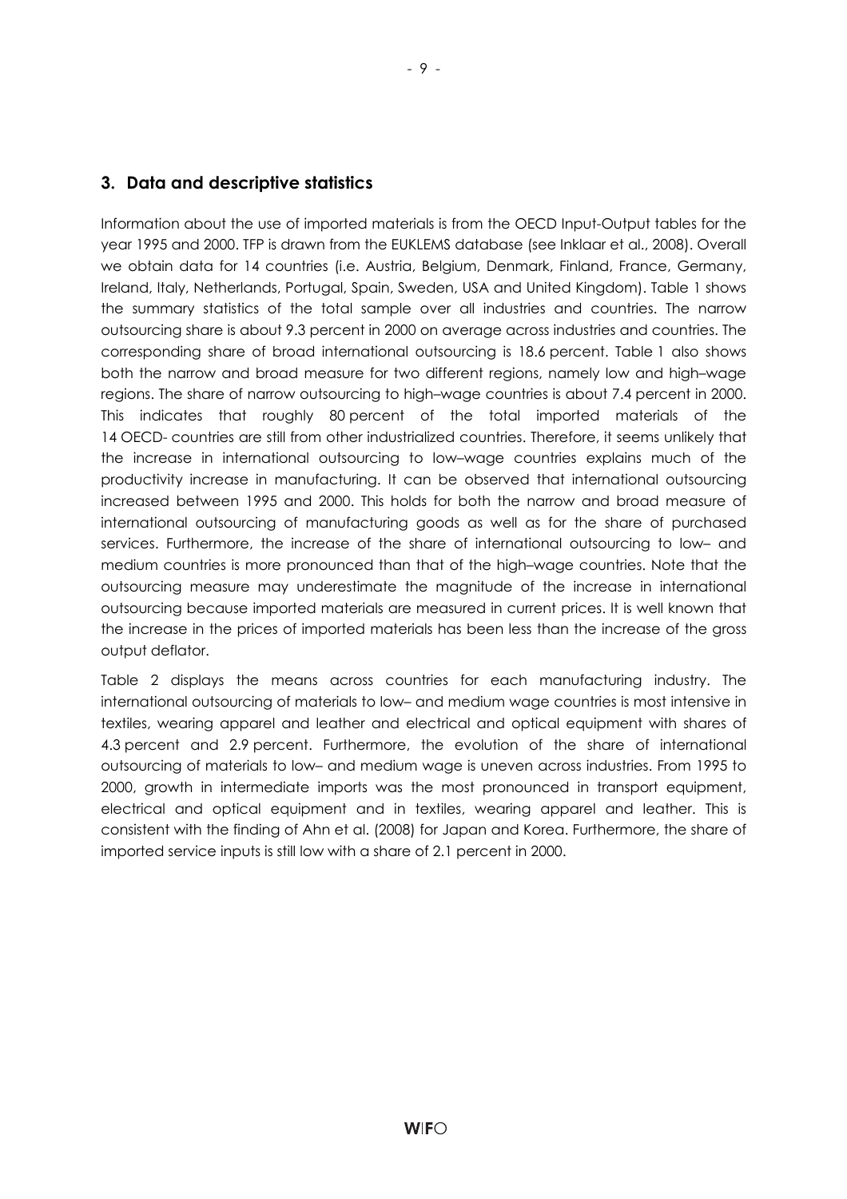## 3. Data and descriptive statistics

Information about the use of imported materials is from the OECD Input-Output tables for the year 1995 and 2000. TFP is drawn from the EUKLEMS database (see Inklaar et al., 2008). Overall we obtain data for 14 countries (i.e. Austria, Belgium, Denmark, Finland, France, Germany, Ireland, Italy, Netherlands, Portugal, Spain, Sweden, USA and United Kingdom). Table 1 shows the summary statistics of the total sample over all industries and countries. The narrow outsourcing share is about 9.3 percent in 2000 on average across industries and countries. The corresponding share of broad international outsourcing is 18.6 percent. Table 1 also shows both the narrow and broad measure for two different regions, namely low and high–wage regions. The share of narrow outsourcing to high–wage countries is about 7.4 percent in 2000. This indicates that roughly 80 percent of the total imported materials of the 14 OECD- countries are still from other industrialized countries. Therefore, it seems unlikely that the increase in international outsourcing to low–wage countries explains much of the productivity increase in manufacturing. It can be observed that international outsourcing increased between 1995 and 2000. This holds for both the narrow and broad measure of international outsourcing of manufacturing goods as well as for the share of purchased services. Furthermore, the increase of the share of international outsourcing to low– and medium countries is more pronounced than that of the high–wage countries. Note that the outsourcing measure may underestimate the magnitude of the increase in international outsourcing because imported materials are measured in current prices. It is well known that the increase in the prices of imported materials has been less than the increase of the gross output deflator.

Table 2 displays the means across countries for each manufacturing industry. The international outsourcing of materials to low– and medium wage countries is most intensive in textiles, wearing apparel and leather and electrical and optical equipment with shares of 4.3 percent and 2.9 percent. Furthermore, the evolution of the share of international outsourcing of materials to low– and medium wage is uneven across industries. From 1995 to 2000, growth in intermediate imports was the most pronounced in transport equipment, electrical and optical equipment and in textiles, wearing apparel and leather. This is consistent with the finding of Ahn et al. (2008) for Japan and Korea. Furthermore, the share of imported service inputs is still low with a share of 2.1 percent in 2000.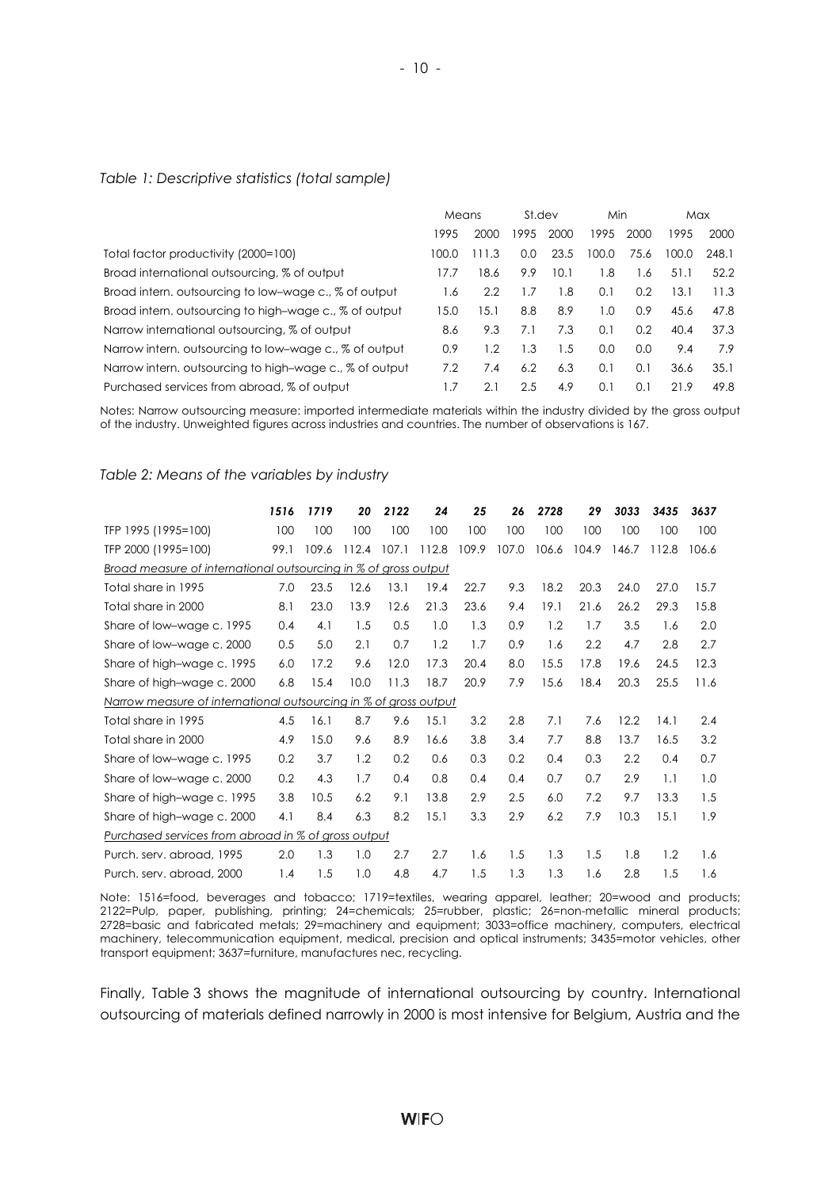*Table 1: Descriptive statistics (total sample)*

| | Means | | St.dev | | Min | | Max | |
|---|---|---|---|---|---|---|---|---|
| | 1995 | 2000 | 1995 | 2000 | 1995 | 2000 | 1995 | 2000 |
| Total factor productivity (2000=100) | 100.0 | 111.3 | 0.0 | 23.5 | 100.0 | 75.6 | 100.0 | 248.1 |
| Broad international outsourcing, % of output | 17.7 | 18.6 | 9.9 | 10.1 | 1.8 | 1.6 | 51.1 | 52.2 |
| Broad intern. outsourcing to low–wage c., % of output | 1.6 | 2.2 | 1.7 | 1.8 | 0.1 | 0.2 | 13.1 | 11.3 |
| Broad intern. outsourcing to high–wage c., % of output | 15.0 | 15.1 | 8.8 | 8.9 | 1.0 | 0.9 | 45.6 | 47.8 |
| Narrow international outsourcing, % of output | 8.6 | 9.3 | 7.1 | 7.3 | 0.1 | 0.2 | 40.4 | 37.3 |
| Narrow intern. outsourcing to low–wage c., % of output | 0.9 | 1.2 | 1.3 | 1.5 | 0.0 | 0.0 | 9.4 | 7.9 |
| Narrow intern. outsourcing to high–wage c., % of output | 7.2 | 7.4 | 6.2 | 6.3 | 0.1 | 0.1 | 36.6 | 35.1 |
| Purchased services from abroad, % of output | 1.7 | 2.1 | 2.5 | 4.9 | 0.1 | 0.1 | 21.9 | 49.8 |

Notes: Narrow outsourcing measure: imported intermediate materials within the industry divided by the gross output of the industry. Unweighted figures across industries and countries. The number of observations is 167.

*Table 2: Means of the variables by industry*

| | ***1516*** | ***1719*** | ***20*** | ***2122*** | ***24*** | ***25*** | ***26*** | ***2728*** | ***29*** | ***3033*** | ***3435*** | ***3637*** |
|---|---|---|---|---|---|---|---|---|---|---|---|---|
| TFP 1995 (1995=100) | 100 | 100 | 100 | 100 | 100 | 100 | 100 | 100 | 100 | 100 | 100 | 100 |
| TFP 2000 (1995=100) | 99.1 | 109.6 | 112.4 | 107.1 | 112.8 | 109.9 | 107.0 | 106.6 | 104.9 | 146.7 | 112.8 | 106.6 |
| <u>Broad measure of international outsourcing in % of gross output</u> | | | | | | | | | | | | |
| Total share in 1995 | 7.0 | 23.5 | 12.6 | 13.1 | 19.4 | 22.7 | 9.3 | 18.2 | 20.3 | 24.0 | 27.0 | 15.7 |
| Total share in 2000 | 8.1 | 23.0 | 13.9 | 12.6 | 21.3 | 23.6 | 9.4 | 19.1 | 21.6 | 26.2 | 29.3 | 15.8 |
| Share of low–wage c. 1995 | 0.4 | 4.1 | 1.5 | 0.5 | 1.0 | 1.3 | 0.9 | 1.2 | 1.7 | 3.5 | 1.6 | 2.0 |
| Share of low–wage c. 2000 | 0.5 | 5.0 | 2.1 | 0.7 | 1.2 | 1.7 | 0.9 | 1.6 | 2.2 | 4.7 | 2.8 | 2.7 |
| Share of high–wage c. 1995 | 6.0 | 17.2 | 9.6 | 12.0 | 17.3 | 20.4 | 8.0 | 15.5 | 17.8 | 19.6 | 24.5 | 12.3 |
| Share of high–wage c. 2000 | 6.8 | 15.4 | 10.0 | 11.3 | 18.7 | 20.9 | 7.9 | 15.6 | 18.4 | 20.3 | 25.5 | 11.6 |
| <u>Narrow measure of international outsourcing in % of gross output</u> | | | | | | | | | | | | |
| Total share in 1995 | 4.5 | 16.1 | 8.7 | 9.6 | 15.1 | 3.2 | 2.8 | 7.1 | 7.6 | 12.2 | 14.1 | 2.4 |
| Total share in 2000 | 4.9 | 15.0 | 9.6 | 8.9 | 16.6 | 3.8 | 3.4 | 7.7 | 8.8 | 13.7 | 16.5 | 3.2 |
| Share of low–wage c. 1995 | 0.2 | 3.7 | 1.2 | 0.2 | 0.6 | 0.3 | 0.2 | 0.4 | 0.3 | 2.2 | 0.4 | 0.7 |
| Share of low–wage c. 2000 | 0.2 | 4.3 | 1.7 | 0.4 | 0.8 | 0.4 | 0.4 | 0.7 | 0.7 | 2.9 | 1.1 | 1.0 |
| Share of high–wage c. 1995 | 3.8 | 10.5 | 6.2 | 9.1 | 13.8 | 2.9 | 2.5 | 6.0 | 7.2 | 9.7 | 13.3 | 1.5 |
| Share of high–wage c. 2000 | 4.1 | 8.4 | 6.3 | 8.2 | 15.1 | 3.3 | 2.9 | 6.2 | 7.9 | 10.3 | 15.1 | 1.9 |
| <u>Purchased services from abroad in % of gross output</u> | | | | | | | | | | | | |
| Purch. serv. abroad, 1995 | 2.0 | 1.3 | 1.0 | 2.7 | 2.7 | 1.6 | 1.5 | 1.3 | 1.5 | 1.8 | 1.2 | 1.6 |
| Purch. serv. abroad, 2000 | 1.4 | 1.5 | 1.0 | 4.8 | 4.7 | 1.5 | 1.3 | 1.3 | 1.6 | 2.8 | 1.5 | 1.6 |

Note: 1516=food, beverages and tobacco; 1719=textiles, wearing apparel, leather; 20=wood and products; 2122=Pulp, paper, publishing, printing; 24=chemicals; 25=rubber, plastic; 26=non-metallic mineral products; 2728=basic and fabricated metals; 29=machinery and equipment; 3033=office machinery, computers, electrical machinery, telecommunication equipment, medical, precision and optical instruments; 3435=motor vehicles, other transport equipment; 3637=furniture, manufactures nec, recycling.

Finally, Table 3 shows the magnitude of international outsourcing by country. International outsourcing of materials defined narrowly in 2000 is most intensive for Belgium, Austria and the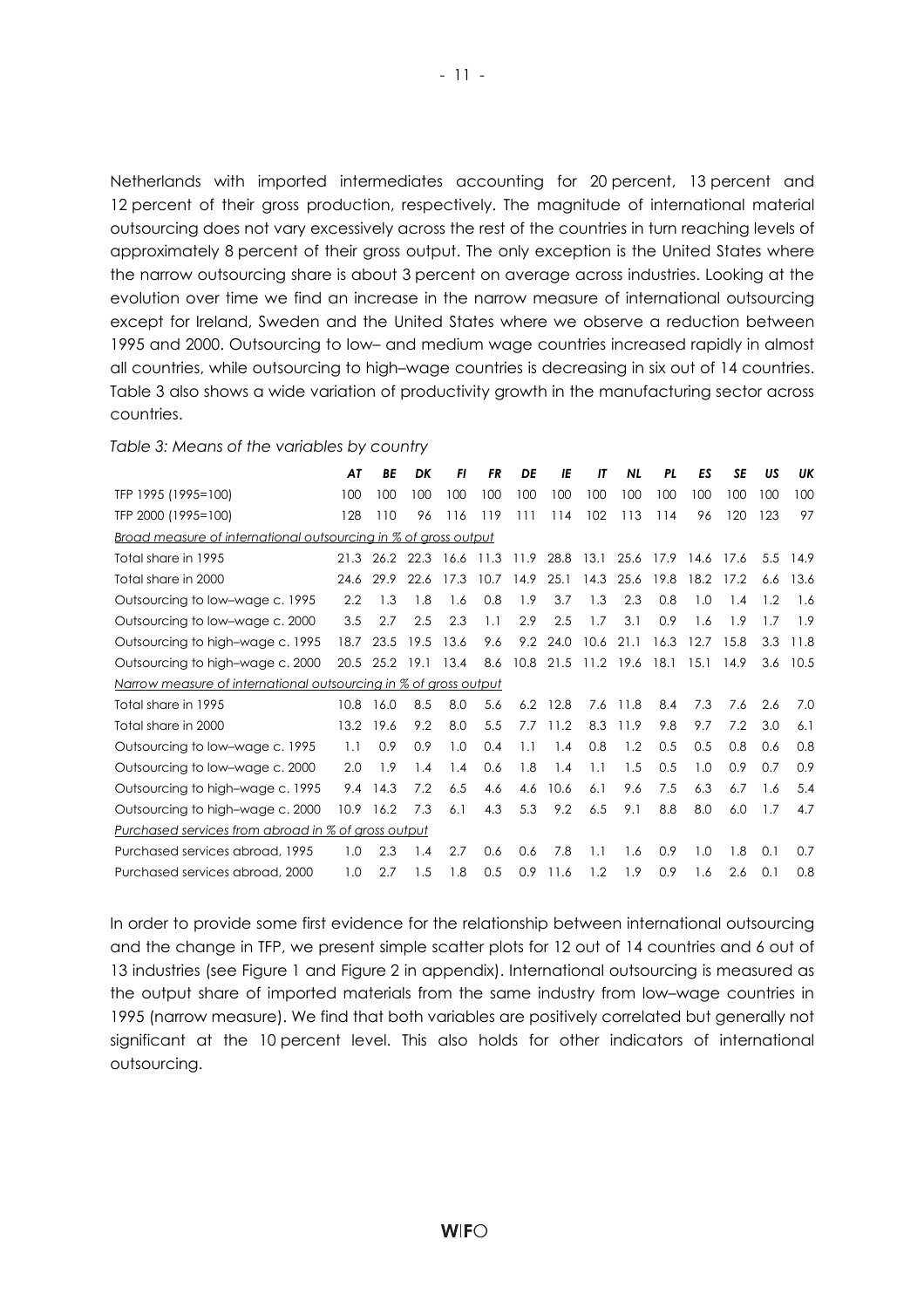Netherlands with imported intermediates accounting for 20 percent, 13 percent and 12 percent of their gross production, respectively. The magnitude of international material outsourcing does not vary excessively across the rest of the countries in turn reaching levels of approximately 8 percent of their gross output. The only exception is the United States where the narrow outsourcing share is about 3 percent on average across industries. Looking at the evolution over time we find an increase in the narrow measure of international outsourcing except for Ireland, Sweden and the United States where we observe a reduction between 1995 and 2000. Outsourcing to low– and medium wage countries increased rapidly in almost all countries, while outsourcing to high–wage countries is decreasing in six out of 14 countries. Table 3 also shows a wide variation of productivity growth in the manufacturing sector across countries.

*Table 3: Means of the variables by country*

| | *AT* | *BE* | *DK* | *FI* | *FR* | *DE* | *IE* | *IT* | *NL* | *PL* | *ES* | *SE* | *US* | *UK* |
|---|---|---|---|---|---|---|---|---|---|---|---|---|---|---|
| TFP 1995 (1995=100) | 100 | 100 | 100 | 100 | 100 | 100 | 100 | 100 | 100 | 100 | 100 | 100 | 100 | 100 |
| TFP 2000 (1995=100) | 128 | 110 | 96 | 116 | 119 | 111 | 114 | 102 | 113 | 114 | 96 | 120 | 123 | 97 |
| *Broad measure of international outsourcing in % of gross output* | | | | | | | | | | | | | | |
| Total share in 1995 | 21.3 | 26.2 | 22.3 | 16.6 | 11.3 | 11.9 | 28.8 | 13.1 | 25.6 | 17.9 | 14.6 | 17.6 | 5.5 | 14.9 |
| Total share in 2000 | 24.6 | 29.9 | 22.6 | 17.3 | 10.7 | 14.9 | 25.1 | 14.3 | 25.6 | 19.8 | 18.2 | 17.2 | 6.6 | 13.6 |
| Outsourcing to low–wage c. 1995 | 2.2 | 1.3 | 1.8 | 1.6 | 0.8 | 1.9 | 3.7 | 1.3 | 2.3 | 0.8 | 1.0 | 1.4 | 1.2 | 1.6 |
| Outsourcing to low–wage c. 2000 | 3.5 | 2.7 | 2.5 | 2.3 | 1.1 | 2.9 | 2.5 | 1.7 | 3.1 | 0.9 | 1.6 | 1.9 | 1.7 | 1.9 |
| Outsourcing to high–wage c. 1995 | 18.7 | 23.5 | 19.5 | 13.6 | 9.6 | 9.2 | 24.0 | 10.6 | 21.1 | 16.3 | 12.7 | 15.8 | 3.3 | 11.8 |
| Outsourcing to high–wage c. 2000 | 20.5 | 25.2 | 19.1 | 13.4 | 8.6 | 10.8 | 21.5 | 11.2 | 19.6 | 18.1 | 15.1 | 14.9 | 3.6 | 10.5 |
| *Narrow measure of international outsourcing in % of gross output* | | | | | | | | | | | | | | |
| Total share in 1995 | 10.8 | 16.0 | 8.5 | 8.0 | 5.6 | 6.2 | 12.8 | 7.6 | 11.8 | 8.4 | 7.3 | 7.6 | 2.6 | 7.0 |
| Total share in 2000 | 13.2 | 19.6 | 9.2 | 8.0 | 5.5 | 7.7 | 11.2 | 8.3 | 11.9 | 9.8 | 9.7 | 7.2 | 3.0 | 6.1 |
| Outsourcing to low–wage c. 1995 | 1.1 | 0.9 | 0.9 | 1.0 | 0.4 | 1.1 | 1.4 | 0.8 | 1.2 | 0.5 | 0.5 | 0.8 | 0.6 | 0.8 |
| Outsourcing to low–wage c. 2000 | 2.0 | 1.9 | 1.4 | 1.4 | 0.6 | 1.8 | 1.4 | 1.1 | 1.5 | 0.5 | 1.0 | 0.9 | 0.7 | 0.9 |
| Outsourcing to high–wage c. 1995 | 9.4 | 14.3 | 7.2 | 6.5 | 4.6 | 4.6 | 10.6 | 6.1 | 9.6 | 7.5 | 6.3 | 6.7 | 1.6 | 5.4 |
| Outsourcing to high–wage c. 2000 | 10.9 | 16.2 | 7.3 | 6.1 | 4.3 | 5.3 | 9.2 | 6.5 | 9.1 | 8.8 | 8.0 | 6.0 | 1.7 | 4.7 |
| *Purchased services from abroad in % of gross output* | | | | | | | | | | | | | | |
| Purchased services abroad, 1995 | 1.0 | 2.3 | 1.4 | 2.7 | 0.6 | 0.6 | 7.8 | 1.1 | 1.6 | 0.9 | 1.0 | 1.8 | 0.1 | 0.7 |
| Purchased services abroad, 2000 | 1.0 | 2.7 | 1.5 | 1.8 | 0.5 | 0.9 | 11.6 | 1.2 | 1.9 | 0.9 | 1.6 | 2.6 | 0.1 | 0.8 |

In order to provide some first evidence for the relationship between international outsourcing and the change in TFP, we present simple scatter plots for 12 out of 14 countries and 6 out of 13 industries (see Figure 1 and Figure 2 in appendix). International outsourcing is measured as the output share of imported materials from the same industry from low–wage countries in 1995 (narrow measure). We find that both variables are positively correlated but generally not significant at the 10 percent level. This also holds for other indicators of international outsourcing.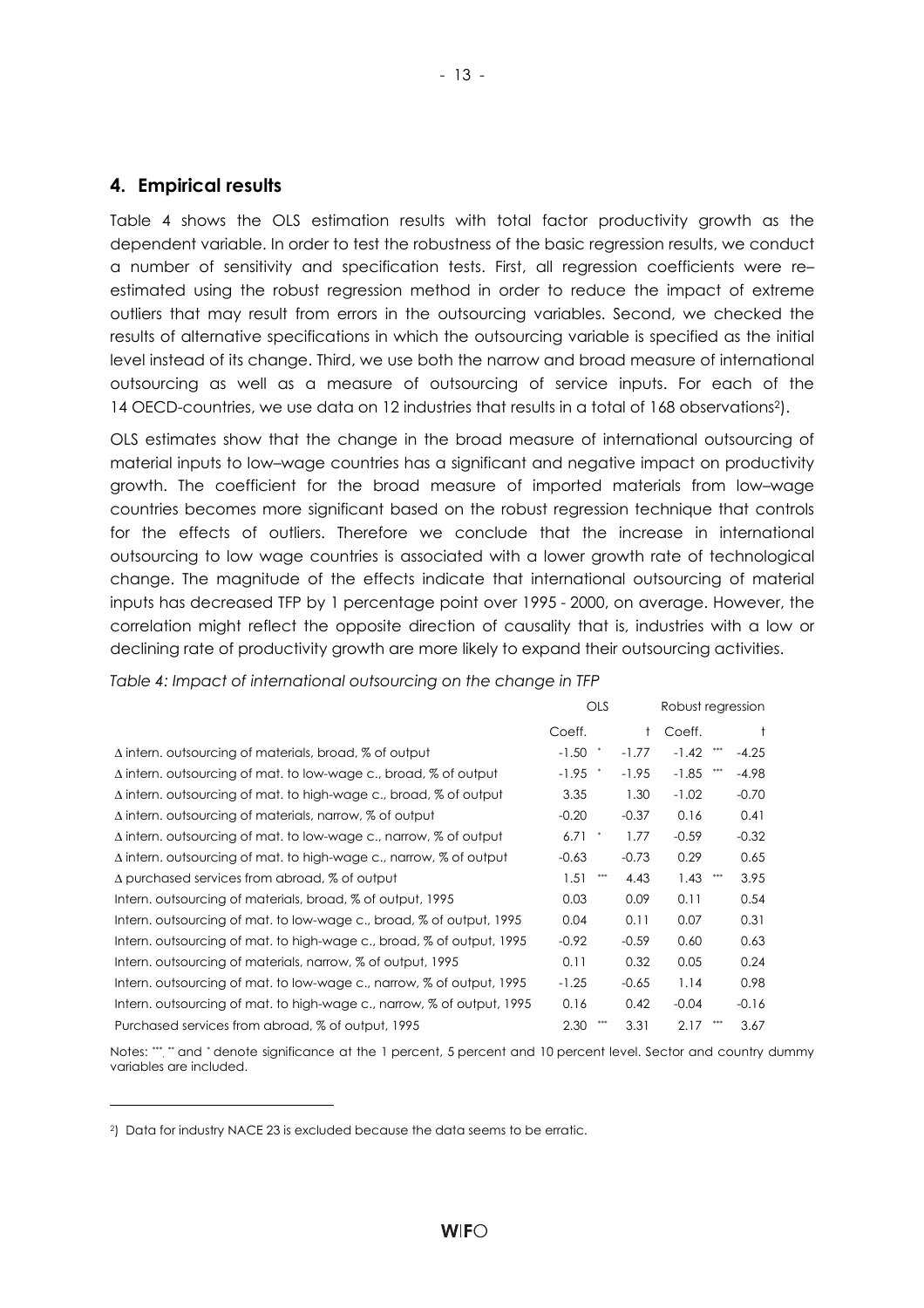## 4. Empirical results

Table 4 shows the OLS estimation results with total factor productivity growth as the dependent variable. In order to test the robustness of the basic regression results, we conduct a number of sensitivity and specification tests. First, all regression coefficients were re–estimated using the robust regression method in order to reduce the impact of extreme outliers that may result from errors in the outsourcing variables. Second, we checked the results of alternative specifications in which the outsourcing variable is specified as the initial level instead of its change. Third, we use both the narrow and broad measure of international outsourcing as well as a measure of outsourcing of service inputs. For each of the 14 OECD-countries, we use data on 12 industries that results in a total of 168 observations[2]).

OLS estimates show that the change in the broad measure of international outsourcing of material inputs to low–wage countries has a significant and negative impact on productivity growth. The coefficient for the broad measure of imported materials from low–wage countries becomes more significant based on the robust regression technique that controls for the effects of outliers. Therefore we conclude that the increase in international outsourcing to low wage countries is associated with a lower growth rate of technological change. The magnitude of the effects indicate that international outsourcing of material inputs has decreased TFP by 1 percentage point over 1995 - 2000, on average. However, the correlation might reflect the opposite direction of causality that is, industries with a low or declining rate of productivity growth are more likely to expand their outsourcing activities.

*Table 4: Impact of international outsourcing on the change in TFP*

| | OLS | | | Robust regression | | |
|---|---|---|---|---|---|---|
| | Coeff. | | t | Coeff. | | t |
| Δ intern. outsourcing of materials, broad, % of output | -1.50 | * | -1.77 | -1.42 | *** | -4.25 |
| Δ intern. outsourcing of mat. to low-wage c., broad, % of output | -1.95 | * | -1.95 | -1.85 | *** | -4.98 |
| Δ intern. outsourcing of mat. to high-wage c., broad, % of output | 3.35 | | 1.30 | -1.02 | | -0.70 |
| Δ intern. outsourcing of materials, narrow, % of output | -0.20 | | -0.37 | 0.16 | | 0.41 |
| Δ intern. outsourcing of mat. to low-wage c., narrow, % of output | 6.71 | * | 1.77 | -0.59 | | -0.32 |
| Δ intern. outsourcing of mat. to high-wage c., narrow, % of output | -0.63 | | -0.73 | 0.29 | | 0.65 |
| Δ purchased services from abroad, % of output | 1.51 | *** | 4.43 | 1.43 | *** | 3.95 |
| Intern. outsourcing of materials, broad, % of output, 1995 | 0.03 | | 0.09 | 0.11 | | 0.54 |
| Intern. outsourcing of mat. to low-wage c., broad, % of output, 1995 | 0.04 | | 0.11 | 0.07 | | 0.31 |
| Intern. outsourcing of mat. to high-wage c., broad, % of output, 1995 | -0.92 | | -0.59 | 0.60 | | 0.63 |
| Intern. outsourcing of materials, narrow, % of output, 1995 | 0.11 | | 0.32 | 0.05 | | 0.24 |
| Intern. outsourcing of mat. to low-wage c., narrow, % of output, 1995 | -1.25 | | -0.65 | 1.14 | | 0.98 |
| Intern. outsourcing of mat. to high-wage c., narrow, % of output, 1995 | 0.16 | | 0.42 | -0.04 | | -0.16 |
| Purchased services from abroad, % of output, 1995 | 2.30 | *** | 3.31 | 2.17 | *** | 3.67 |

Notes: ***, ** and * denote significance at the 1 percent, 5 percent and 10 percent level. Sector and country dummy variables are included.

[2]) Data for industry NACE 23 is excluded because the data seems to be erratic.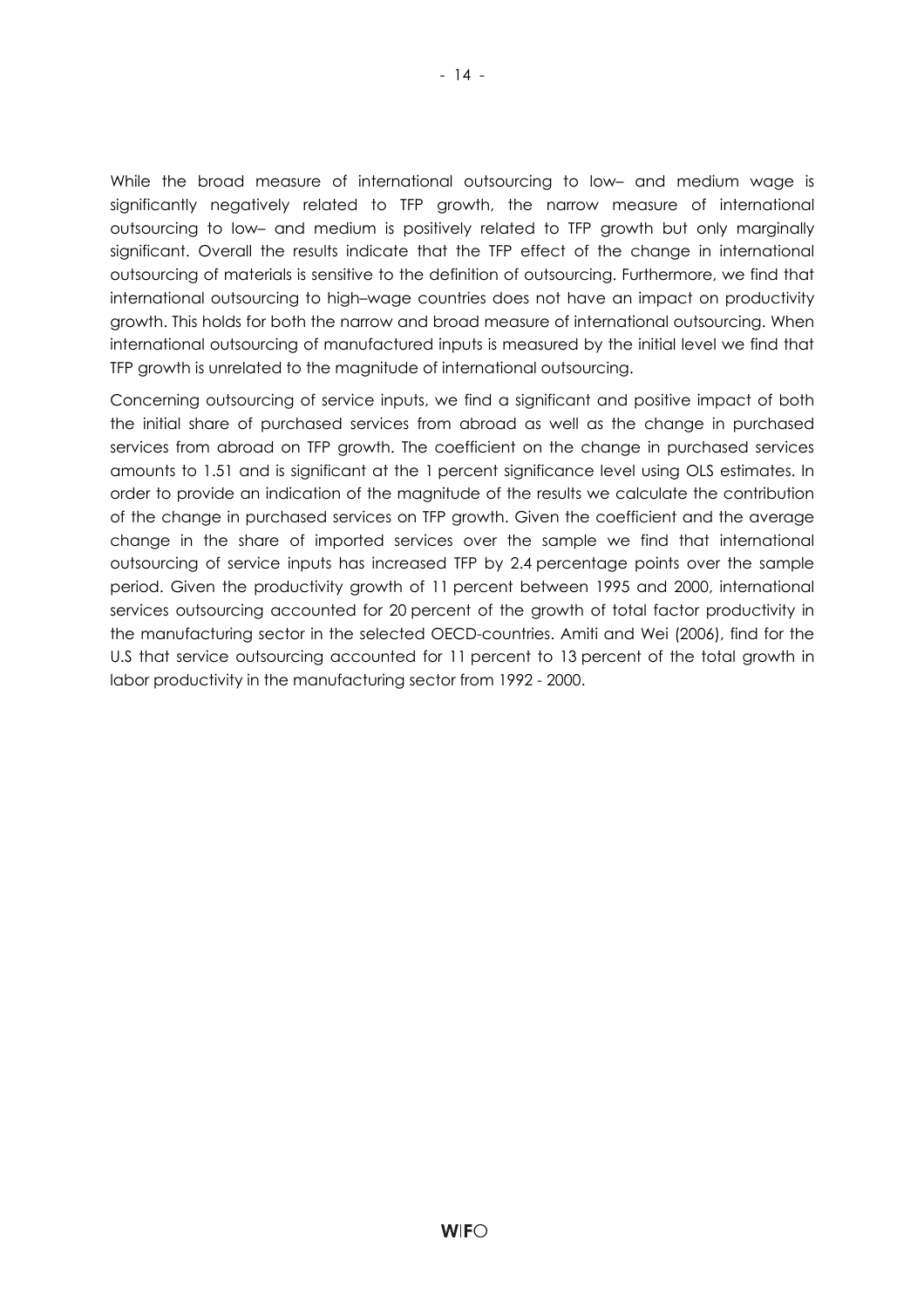While the broad measure of international outsourcing to low– and medium wage is significantly negatively related to TFP growth, the narrow measure of international outsourcing to low– and medium is positively related to TFP growth but only marginally significant. Overall the results indicate that the TFP effect of the change in international outsourcing of materials is sensitive to the definition of outsourcing. Furthermore, we find that international outsourcing to high–wage countries does not have an impact on productivity growth. This holds for both the narrow and broad measure of international outsourcing. When international outsourcing of manufactured inputs is measured by the initial level we find that TFP growth is unrelated to the magnitude of international outsourcing.

Concerning outsourcing of service inputs, we find a significant and positive impact of both the initial share of purchased services from abroad as well as the change in purchased services from abroad on TFP growth. The coefficient on the change in purchased services amounts to 1.51 and is significant at the 1 percent significance level using OLS estimates. In order to provide an indication of the magnitude of the results we calculate the contribution of the change in purchased services on TFP growth. Given the coefficient and the average change in the share of imported services over the sample we find that international outsourcing of service inputs has increased TFP by 2.4 percentage points over the sample period. Given the productivity growth of 11 percent between 1995 and 2000, international services outsourcing accounted for 20 percent of the growth of total factor productivity in the manufacturing sector in the selected OECD-countries. Amiti and Wei (2006), find for the U.S that service outsourcing accounted for 11 percent to 13 percent of the total growth in labor productivity in the manufacturing sector from 1992 - 2000.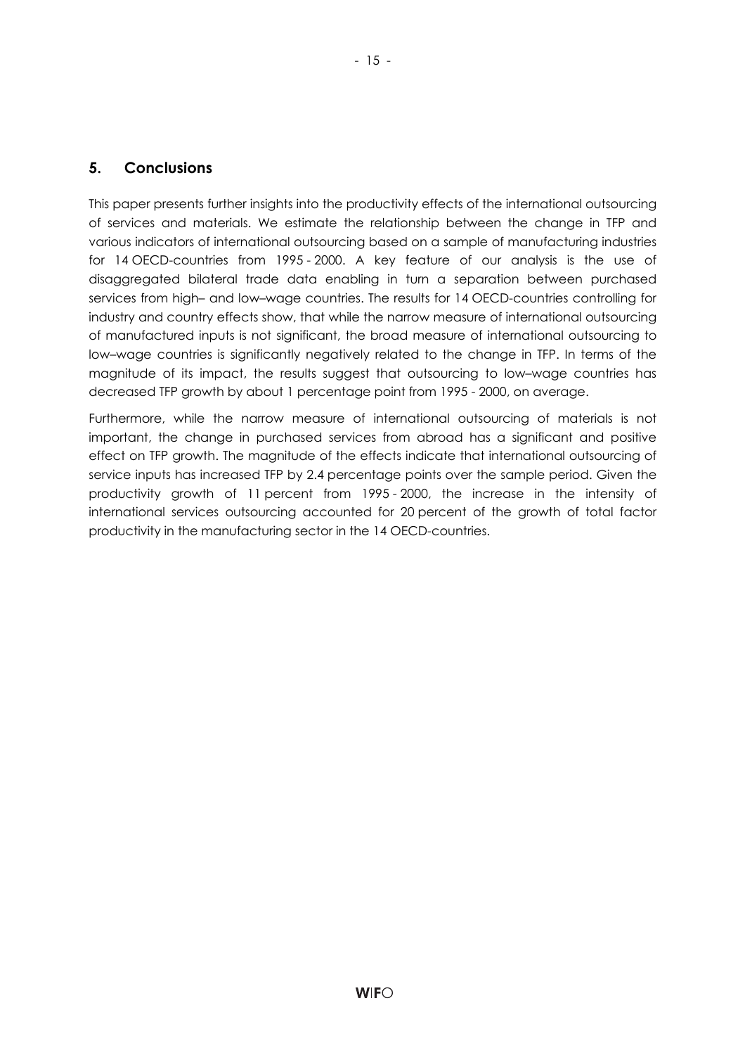## 5. Conclusions

This paper presents further insights into the productivity effects of the international outsourcing of services and materials. We estimate the relationship between the change in TFP and various indicators of international outsourcing based on a sample of manufacturing industries for 14 OECD-countries from 1995 - 2000. A key feature of our analysis is the use of disaggregated bilateral trade data enabling in turn a separation between purchased services from high– and low–wage countries. The results for 14 OECD-countries controlling for industry and country effects show, that while the narrow measure of international outsourcing of manufactured inputs is not significant, the broad measure of international outsourcing to low–wage countries is significantly negatively related to the change in TFP. In terms of the magnitude of its impact, the results suggest that outsourcing to low–wage countries has decreased TFP growth by about 1 percentage point from 1995 - 2000, on average.

Furthermore, while the narrow measure of international outsourcing of materials is not important, the change in purchased services from abroad has a significant and positive effect on TFP growth. The magnitude of the effects indicate that international outsourcing of service inputs has increased TFP by 2.4 percentage points over the sample period. Given the productivity growth of 11 percent from 1995 - 2000, the increase in the intensity of international services outsourcing accounted for 20 percent of the growth of total factor productivity in the manufacturing sector in the 14 OECD-countries.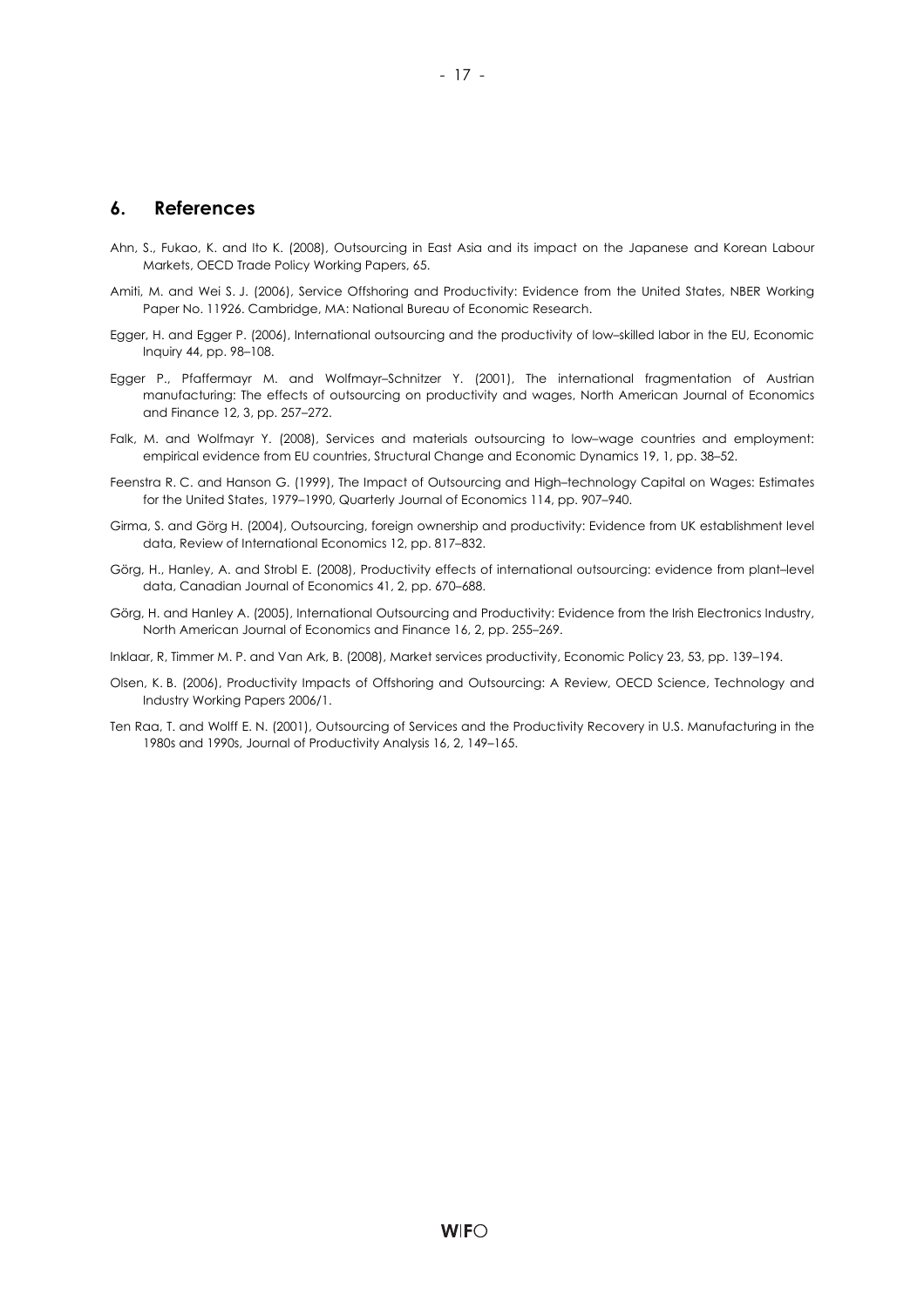## 6. References

Ahn, S., Fukao, K. and Ito K. (2008), Outsourcing in East Asia and its impact on the Japanese and Korean Labour Markets, OECD Trade Policy Working Papers, 65.

Amiti, M. and Wei S. J. (2006), Service Offshoring and Productivity: Evidence from the United States, NBER Working Paper No. 11926. Cambridge, MA: National Bureau of Economic Research.

Egger, H. and Egger P. (2006), International outsourcing and the productivity of low–skilled labor in the EU, Economic Inquiry 44, pp. 98–108.

Egger P., Pfaffermayr M. and Wolfmayr–Schnitzer Y. (2001), The international fragmentation of Austrian manufacturing: The effects of outsourcing on productivity and wages, North American Journal of Economics and Finance 12, 3, pp. 257–272.

Falk, M. and Wolfmayr Y. (2008), Services and materials outsourcing to low–wage countries and employment: empirical evidence from EU countries, Structural Change and Economic Dynamics 19, 1, pp. 38–52.

Feenstra R. C. and Hanson G. (1999), The Impact of Outsourcing and High–technology Capital on Wages: Estimates for the United States, 1979–1990, Quarterly Journal of Economics 114, pp. 907–940.

Girma, S. and Görg H. (2004), Outsourcing, foreign ownership and productivity: Evidence from UK establishment level data, Review of International Economics 12, pp. 817–832.

Görg, H., Hanley, A. and Strobl E. (2008), Productivity effects of international outsourcing: evidence from plant–level data, Canadian Journal of Economics 41, 2, pp. 670–688.

Görg, H. and Hanley A. (2005), International Outsourcing and Productivity: Evidence from the Irish Electronics Industry, North American Journal of Economics and Finance 16, 2, pp. 255–269.

Inklaar, R, Timmer M. P. and Van Ark, B. (2008), Market services productivity, Economic Policy 23, 53, pp. 139–194.

Olsen, K. B. (2006), Productivity Impacts of Offshoring and Outsourcing: A Review, OECD Science, Technology and Industry Working Papers 2006/1.

Ten Raa, T. and Wolff E. N. (2001), Outsourcing of Services and the Productivity Recovery in U.S. Manufacturing in the 1980s and 1990s, Journal of Productivity Analysis 16, 2, 149–165.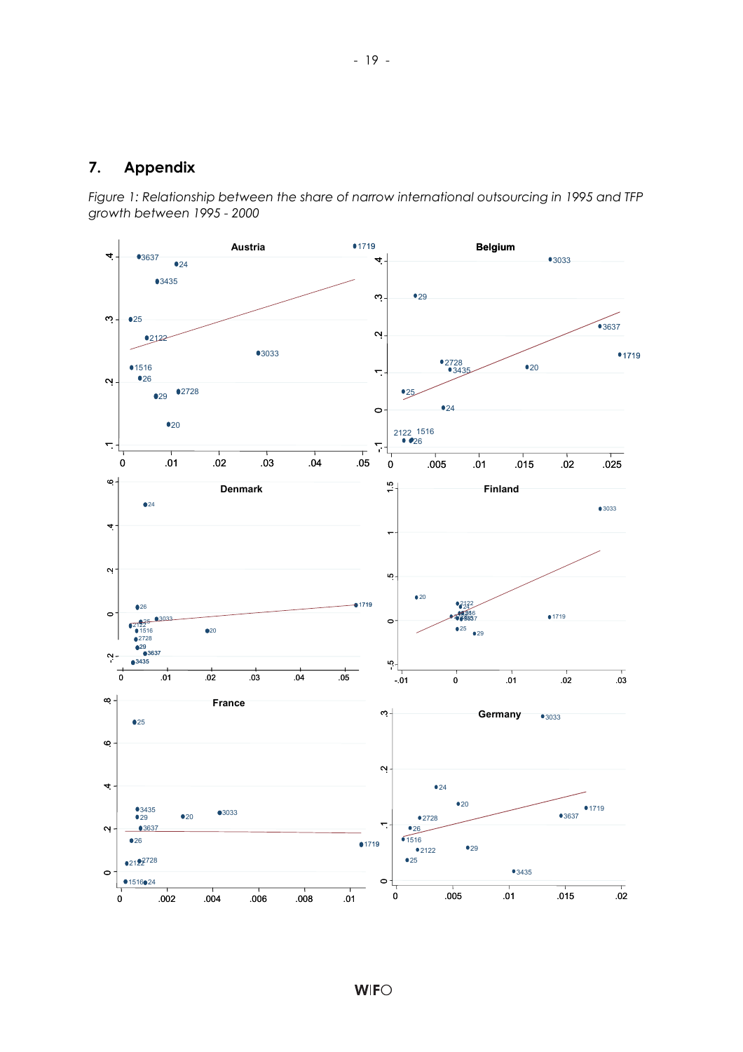## 7. Appendix

*Figure 1: Relationship between the share of narrow international outsourcing in 1995 and TFP growth between 1995 - 2000*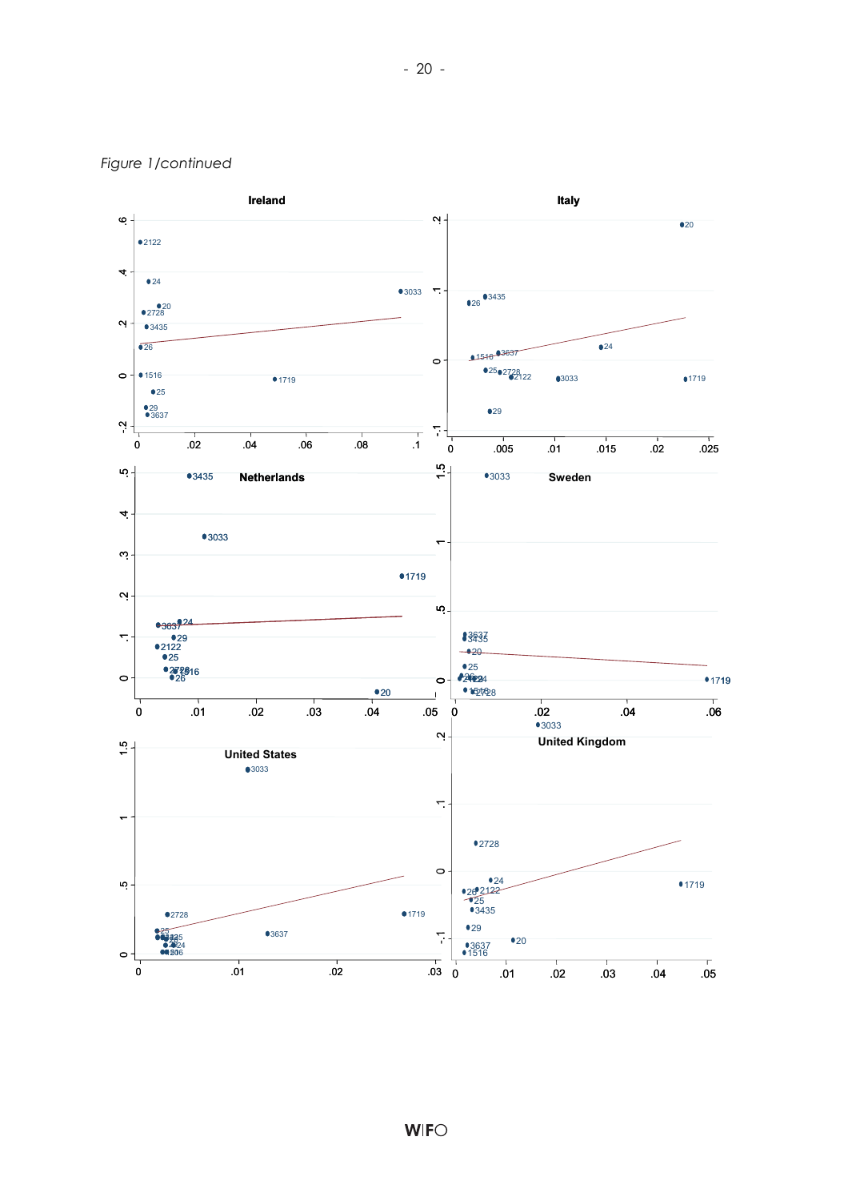*Figure 1/continued*

**Ireland**

**Italy**

**Netherlands**

**Sweden**

**United States**

**United Kingdom**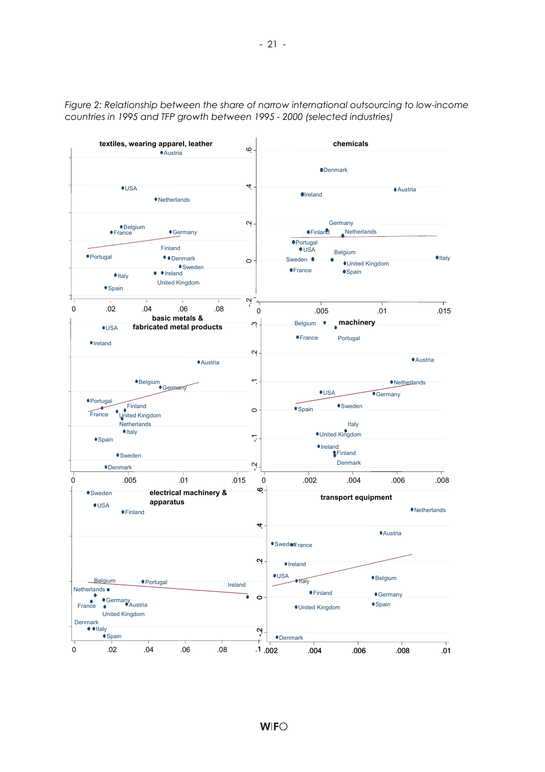*Figure 2: Relationship between the share of narrow international outsourcing to low-income countries in 1995 and TFP growth between 1995 - 2000 (selected industries)*

textiles, wearing apparel, leather

Austria
USA
Netherlands
Belgium
France
Germany
Finland
Portugal
Denmark
Sweden
Italy
Ireland
United Kingdom
Spain

0 .02 .04 .06 .08

chemicals

.6 .4 .2 0 -.2

Denmark
Ireland
Austria
Germany
Finland
Netherlands
Portugal
USA
Belgium
Sweden
Italy
United Kingdom
France
Spain

0 .005 .01 .015

basic metals & fabricated metal products

USA
Ireland
Austria
Belgium
Germany
Portugal
Finland
France
United Kingdom
Netherlands
Italy
Spain
Sweden
Denmark

0 .005 .01 .015

machinery

.3 .2 .1 0 -.1 -.2

Belgium
France
Portugal
Austria
Netherlands
USA
Germany
Spain
Sweden
Italy
United Kingdom
Ireland
Finland
Denmark

0 .002 .004 .006 .008

electrical machinery & apparatus

Sweden
USA
Finland
Belgium
Portugal
Ireland
Netherlands
Germany
France
Austria
United Kingdom
Denmark
Italy
Spain

0 .02 .04 .06 .08 .1

transport equipment

.6 .4 .2 0 -.2

Netherlands
Austria
Sweden
France
Ireland
USA
Italy
Belgium
Finland
Germany
United Kingdom
Spain
Denmark

.002 .004 .006 .008 .01